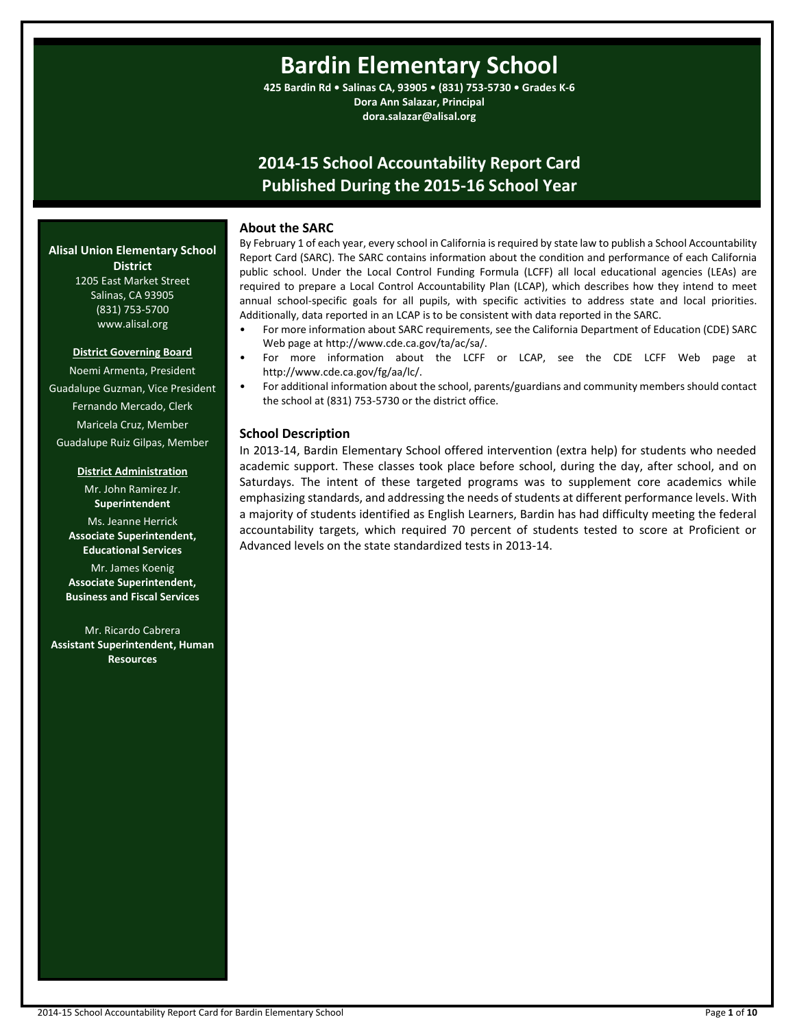# Bardin Elementary School

**425 Bardin Rd • Salinas CA, 93905 • (831) 753-5730 • Grades K-6**
**Dora Ann Salazar, Principal**
**dora.salazar@alisal.org**

## 2014-15 School Accountability Report Card
## Published During the 2015-16 School Year

**Alisal Union Elementary School District**
1205 East Market Street
Salinas, CA 93905
(831) 753-5700
www.alisal.org

**District Governing Board**

Noemi Armenta, President
Guadalupe Guzman, Vice President
Fernando Mercado, Clerk
Maricela Cruz, Member
Guadalupe Ruiz Gilpas, Member

**District Administration**

Mr. John Ramirez Jr.
**Superintendent**
Ms. Jeanne Herrick
**Associate Superintendent, Educational Services**
Mr. James Koenig
**Associate Superintendent, Business and Fiscal Services**

Mr. Ricardo Cabrera
**Assistant Superintendent, Human Resources**

### About the SARC

By February 1 of each year, every school in California is required by state law to publish a School Accountability Report Card (SARC). The SARC contains information about the condition and performance of each California public school. Under the Local Control Funding Formula (LCFF) all local educational agencies (LEAs) are required to prepare a Local Control Accountability Plan (LCAP), which describes how they intend to meet annual school-specific goals for all pupils, with specific activities to address state and local priorities. Additionally, data reported in an LCAP is to be consistent with data reported in the SARC.

- For more information about SARC requirements, see the California Department of Education (CDE) SARC Web page at http://www.cde.ca.gov/ta/ac/sa/.
- For more information about the LCFF or LCAP, see the CDE LCFF Web page at http://www.cde.ca.gov/fg/aa/lc/.
- For additional information about the school, parents/guardians and community members should contact the school at (831) 753-5730 or the district office.

### School Description

In 2013-14, Bardin Elementary School offered intervention (extra help) for students who needed academic support. These classes took place before school, during the day, after school, and on Saturdays. The intent of these targeted programs was to supplement core academics while emphasizing standards, and addressing the needs of students at different performance levels. With a majority of students identified as English Learners, Bardin has had difficulty meeting the federal accountability targets, which required 70 percent of students tested to score at Proficient or Advanced levels on the state standardized tests in 2013-14.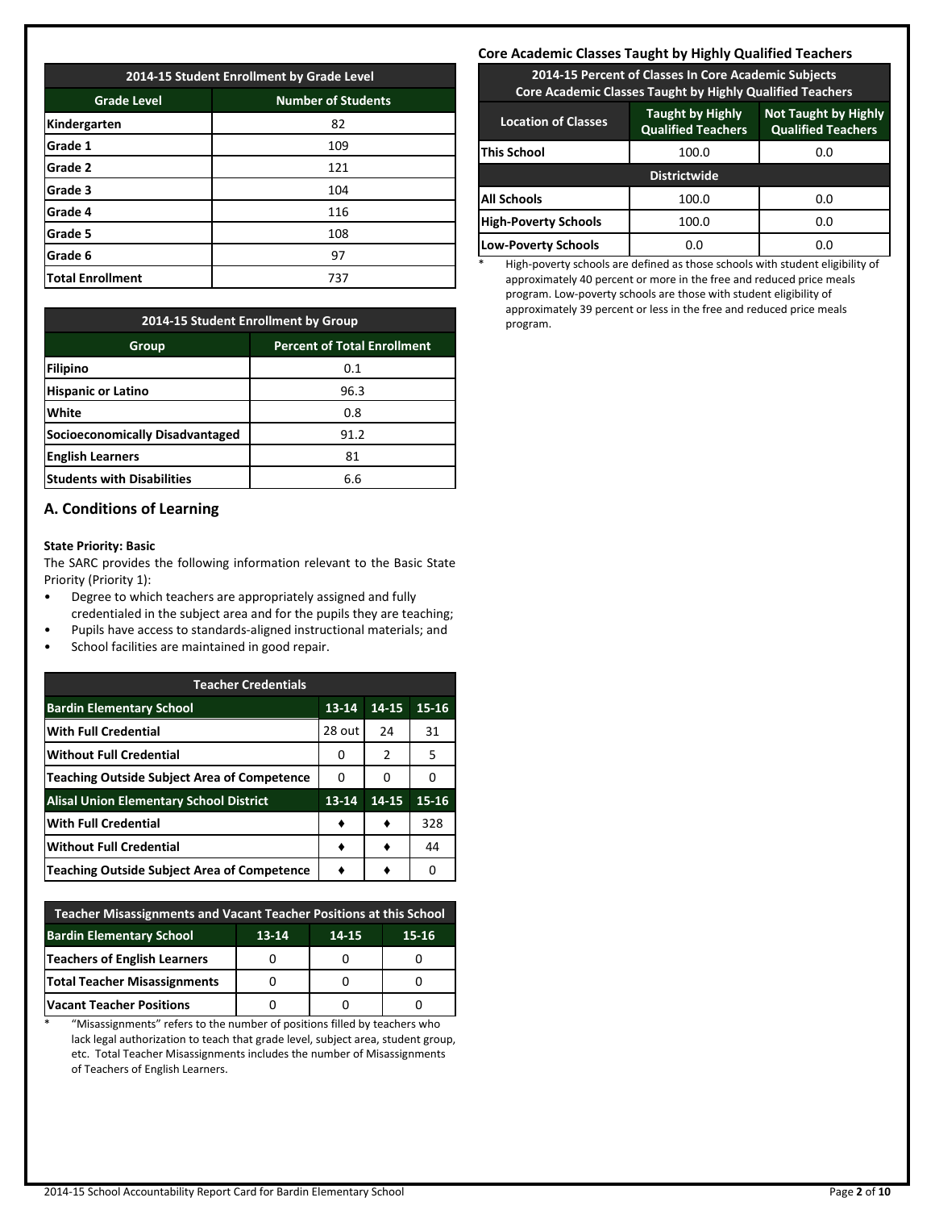| 2014-15 Student Enrollment by Grade Level | |
|---|---|
| **Grade Level** | **Number of Students** |
| **Kindergarten** | 82 |
| **Grade 1** | 109 |
| **Grade 2** | 121 |
| **Grade 3** | 104 |
| **Grade 4** | 116 |
| **Grade 5** | 108 |
| **Grade 6** | 97 |
| **Total Enrollment** | 737 |

| 2014-15 Student Enrollment by Group | |
|---|---|
| **Group** | **Percent of Total Enrollment** |
| **Filipino** | 0.1 |
| **Hispanic or Latino** | 96.3 |
| **White** | 0.8 |
| **Socioeconomically Disadvantaged** | 91.2 |
| **English Learners** | 81 |
| **Students with Disabilities** | 6.6 |

## A. Conditions of Learning

**State Priority: Basic**

The SARC provides the following information relevant to the Basic State Priority (Priority 1):

- Degree to which teachers are appropriately assigned and fully credentialed in the subject area and for the pupils they are teaching;
- Pupils have access to standards-aligned instructional materials; and
- School facilities are maintained in good repair.

| Teacher Credentials | | | |
|---|---|---|---|
| **Bardin Elementary School** | **13-14** | **14-15** | **15-16** |
| **With Full Credential** | 28 out | 24 | 31 |
| **Without Full Credential** | 0 | 2 | 5 |
| **Teaching Outside Subject Area of Competence** | 0 | 0 | 0 |
| **Alisal Union Elementary School District** | **13-14** | **14-15** | **15-16** |
| **With Full Credential** | ♦ | ♦ | 328 |
| **Without Full Credential** | ♦ | ♦ | 44 |
| **Teaching Outside Subject Area of Competence** | ♦ | ♦ | 0 |

| Teacher Misassignments and Vacant Teacher Positions at this School | | | |
|---|---|---|---|
| **Bardin Elementary School** | **13-14** | **14-15** | **15-16** |
| **Teachers of English Learners** | 0 | 0 | 0 |
| **Total Teacher Misassignments** | 0 | 0 | 0 |
| **Vacant Teacher Positions** | 0 | 0 | 0 |

\* "Misassignments" refers to the number of positions filled by teachers who lack legal authorization to teach that grade level, subject area, student group, etc. Total Teacher Misassignments includes the number of Misassignments of Teachers of English Learners.

### Core Academic Classes Taught by Highly Qualified Teachers

| 2014-15 Percent of Classes In Core Academic Subjects Core Academic Classes Taught by Highly Qualified Teachers | | |
|---|---|---|
| **Location of Classes** | **Taught by Highly Qualified Teachers** | **Not Taught by Highly Qualified Teachers** |
| **This School** | 100.0 | 0.0 |
| **Districtwide** | | |
| **All Schools** | 100.0 | 0.0 |
| **High-Poverty Schools** | 100.0 | 0.0 |
| **Low-Poverty Schools** | 0.0 | 0.0 |

\* High-poverty schools are defined as those schools with student eligibility of approximately 40 percent or more in the free and reduced price meals program. Low-poverty schools are those with student eligibility of approximately 39 percent or less in the free and reduced price meals program.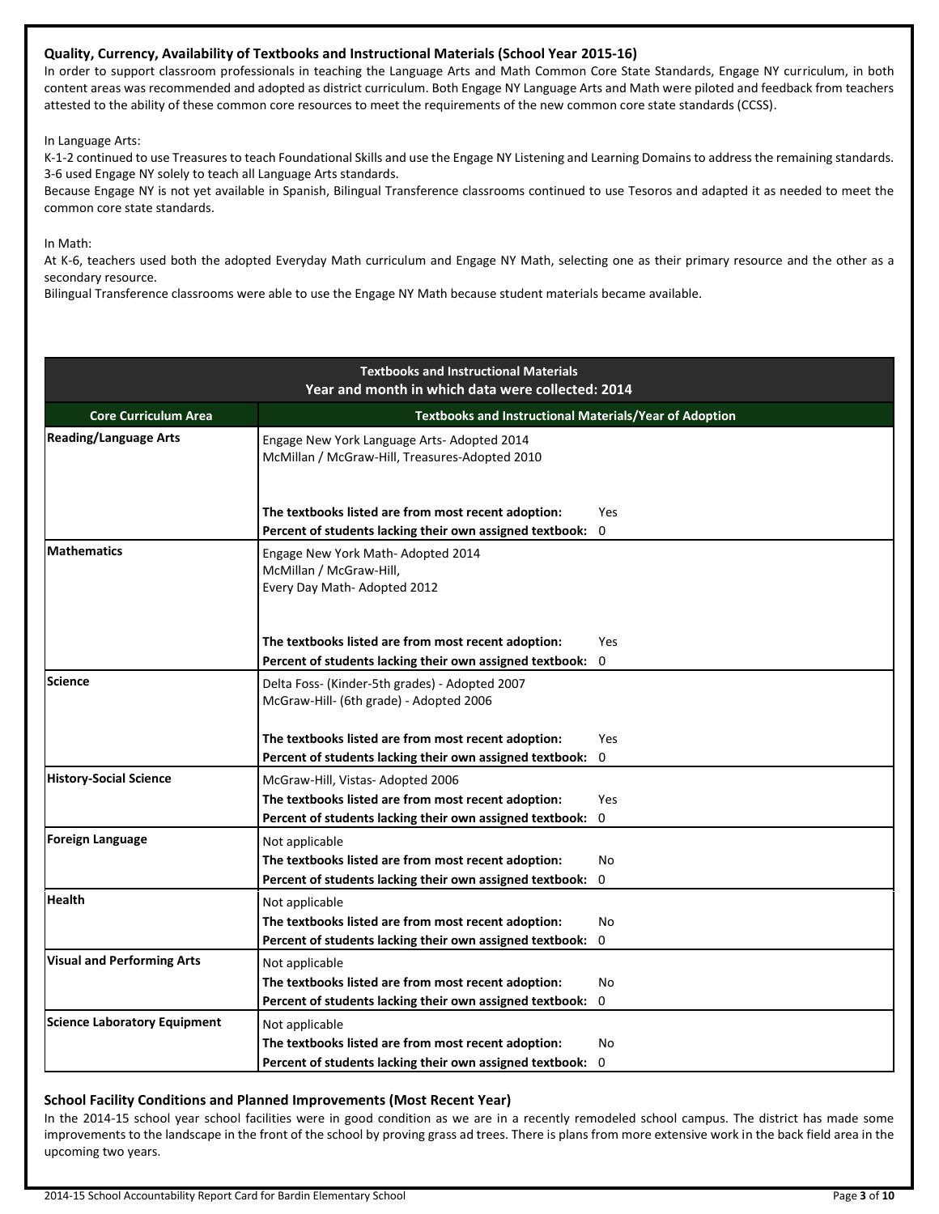**Quality, Currency, Availability of Textbooks and Instructional Materials (School Year 2015-16)**

In order to support classroom professionals in teaching the Language Arts and Math Common Core State Standards, Engage NY curriculum, in both content areas was recommended and adopted as district curriculum. Both Engage NY Language Arts and Math were piloted and feedback from teachers attested to the ability of these common core resources to meet the requirements of the new common core state standards (CCSS).

In Language Arts:

K-1-2 continued to use Treasures to teach Foundational Skills and use the Engage NY Listening and Learning Domains to address the remaining standards. 3-6 used Engage NY solely to teach all Language Arts standards.

Because Engage NY is not yet available in Spanish, Bilingual Transference classrooms continued to use Tesoros and adapted it as needed to meet the common core state standards.

In Math:

At K-6, teachers used both the adopted Everyday Math curriculum and Engage NY Math, selecting one as their primary resource and the other as a secondary resource.

Bilingual Transference classrooms were able to use the Engage NY Math because student materials became available.

| Textbooks and Instructional Materials<br>Year and month in which data were collected: 2014 | |
|---|---|
| **Core Curriculum Area** | **Textbooks and Instructional Materials/Year of Adoption** |
| **Reading/Language Arts** | Engage New York Language Arts- Adopted 2014<br>McMillan / McGraw-Hill, Treasures-Adopted 2010<br>**The textbooks listed are from most recent adoption:** Yes<br>**Percent of students lacking their own assigned textbook:** 0 |
| **Mathematics** | Engage New York Math- Adopted 2014<br>McMillan / McGraw-Hill,<br>Every Day Math- Adopted 2012<br>**The textbooks listed are from most recent adoption:** Yes<br>**Percent of students lacking their own assigned textbook:** 0 |
| **Science** | Delta Foss- (Kinder-5th grades) - Adopted 2007<br>McGraw-Hill- (6th grade) - Adopted 2006<br>**The textbooks listed are from most recent adoption:** Yes<br>**Percent of students lacking their own assigned textbook:** 0 |
| **History-Social Science** | McGraw-Hill, Vistas- Adopted 2006<br>**The textbooks listed are from most recent adoption:** Yes<br>**Percent of students lacking their own assigned textbook:** 0 |
| **Foreign Language** | Not applicable<br>**The textbooks listed are from most recent adoption:** No<br>**Percent of students lacking their own assigned textbook:** 0 |
| **Health** | Not applicable<br>**The textbooks listed are from most recent adoption:** No<br>**Percent of students lacking their own assigned textbook:** 0 |
| **Visual and Performing Arts** | Not applicable<br>**The textbooks listed are from most recent adoption:** No<br>**Percent of students lacking their own assigned textbook:** 0 |
| **Science Laboratory Equipment** | Not applicable<br>**The textbooks listed are from most recent adoption:** No<br>**Percent of students lacking their own assigned textbook:** 0 |

**School Facility Conditions and Planned Improvements (Most Recent Year)**

In the 2014-15 school year school facilities were in good condition as we are in a recently remodeled school campus. The district has made some improvements to the landscape in the front of the school by proving grass ad trees. There is plans from more extensive work in the back field area in the upcoming two years.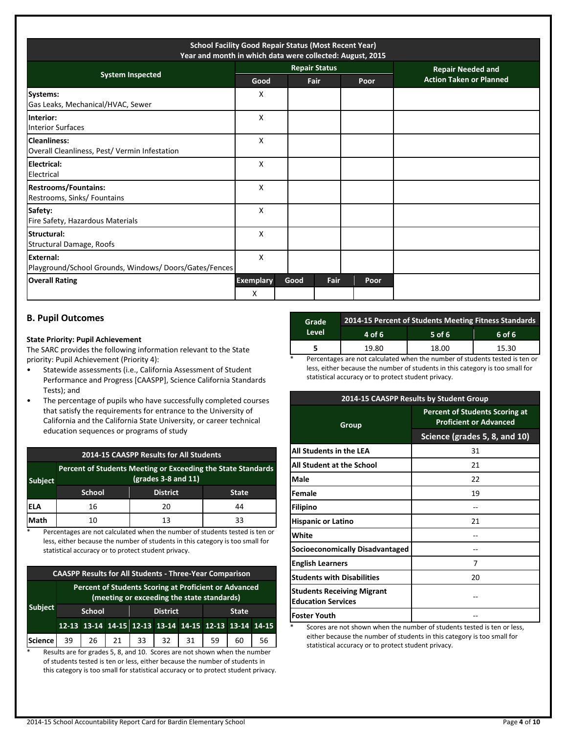| School Facility Good Repair Status (Most Recent Year) Year and month in which data were collected: August, 2015 | | | | |
|---|---|---|---|---|
| **System Inspected** | **Repair Status** | | | **Repair Needed and Action Taken or Planned** |
| | **Good** | **Fair** | **Poor** | |
| **Systems:** Gas Leaks, Mechanical/HVAC, Sewer | X | | | |
| **Interior:** Interior Surfaces | X | | | |
| **Cleanliness:** Overall Cleanliness, Pest/ Vermin Infestation | X | | | |
| **Electrical:** Electrical | X | | | |
| **Restrooms/Fountains:** Restrooms, Sinks/ Fountains | X | | | |
| **Safety:** Fire Safety, Hazardous Materials | X | | | |
| **Structural:** Structural Damage, Roofs | X | | | |
| **External:** Playground/School Grounds, Windows/ Doors/Gates/Fences | X | | | |

| **Overall Rating** | **Exemplary** | **Good** | **Fair** | **Poor** |
|---|---|---|---|---|
| | X | | | |

## B. Pupil Outcomes

**State Priority: Pupil Achievement**

The SARC provides the following information relevant to the State priority: Pupil Achievement (Priority 4):

- Statewide assessments (i.e., California Assessment of Student Performance and Progress [CAASPP], Science California Standards Tests); and
- The percentage of pupils who have successfully completed courses that satisfy the requirements for entrance to the University of California and the California State University, or career technical education sequences or programs of study

| 2014-15 CAASPP Results for All Students | | | |
|---|---|---|---|
| **Subject** | **Percent of Students Meeting or Exceeding the State Standards (grades 3-8 and 11)** | | |
| | **School** | **District** | **State** |
| **ELA** | 16 | 20 | 44 |
| **Math** | 10 | 13 | 33 |

\* Percentages are not calculated when the number of students tested is ten or less, either because the number of students in this category is too small for statistical accuracy or to protect student privacy.

| CAASPP Results for All Students - Three-Year Comparison | | | | | | | | | |
|---|---|---|---|---|---|---|---|---|---|
| **Subject** | **Percent of Students Scoring at Proficient or Advanced (meeting or exceeding the state standards)** | | | | | | | | |
| | **School** | | | **District** | | | **State** | | |
| | **12-13** | **13-14** | **14-15** | **12-13** | **13-14** | **14-15** | **12-13** | **13-14** | **14-15** |
| **Science** | 39 | 26 | 21 | 33 | 32 | 31 | 59 | 60 | 56 |

\* Results are for grades 5, 8, and 10. Scores are not shown when the number of students tested is ten or less, either because the number of students in this category is too small for statistical accuracy or to protect student privacy.

| Grade Level | 2014-15 Percent of Students Meeting Fitness Standards | | |
|---|---|---|---|
| | **4 of 6** | **5 of 6** | **6 of 6** |
| **5** | 19.80 | 18.00 | 15.30 |

\* Percentages are not calculated when the number of students tested is ten or less, either because the number of students in this category is too small for statistical accuracy or to protect student privacy.

| 2014-15 CAASPP Results by Student Group | |
|---|---|
| **Group** | **Percent of Students Scoring at Proficient or Advanced** |
| | **Science (grades 5, 8, and 10)** |
| **All Students in the LEA** | 31 |
| **All Student at the School** | 21 |
| **Male** | 22 |
| **Female** | 19 |
| **Filipino** | -- |
| **Hispanic or Latino** | 21 |
| **White** | -- |
| **Socioeconomically Disadvantaged** | -- |
| **English Learners** | 7 |
| **Students with Disabilities** | 20 |
| **Students Receiving Migrant Education Services** | -- |
| **Foster Youth** | -- |

\* Scores are not shown when the number of students tested is ten or less, either because the number of students in this category is too small for statistical accuracy or to protect student privacy.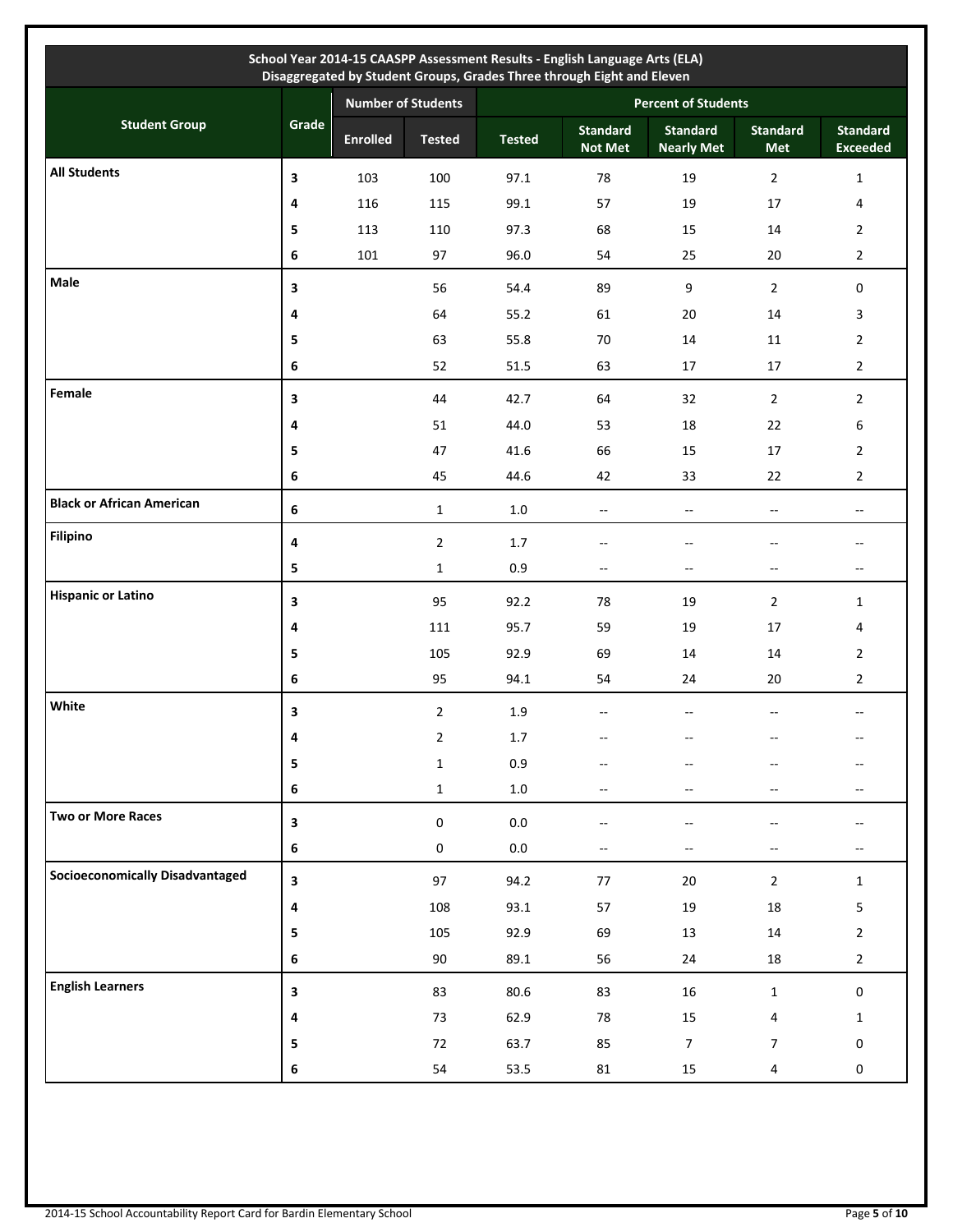| School Year 2014-15 CAASPP Assessment Results - English Language Arts (ELA) Disaggregated by Student Groups, Grades Three through Eight and Eleven | | | | | | | | |
|---|---|---|---|---|---|---|---|---|
| Student Group | Grade | Number of Students | | Percent of Students | | | | |
| | | Enrolled | Tested | Tested | Standard Not Met | Standard Nearly Met | Standard Met | Standard Exceeded |
| **All Students** | 3 | 103 | 100 | 97.1 | 78 | 19 | 2 | 1 |
| | 4 | 116 | 115 | 99.1 | 57 | 19 | 17 | 4 |
| | 5 | 113 | 110 | 97.3 | 68 | 15 | 14 | 2 |
| | 6 | 101 | 97 | 96.0 | 54 | 25 | 20 | 2 |
| **Male** | 3 | | 56 | 54.4 | 89 | 9 | 2 | 0 |
| | 4 | | 64 | 55.2 | 61 | 20 | 14 | 3 |
| | 5 | | 63 | 55.8 | 70 | 14 | 11 | 2 |
| | 6 | | 52 | 51.5 | 63 | 17 | 17 | 2 |
| **Female** | 3 | | 44 | 42.7 | 64 | 32 | 2 | 2 |
| | 4 | | 51 | 44.0 | 53 | 18 | 22 | 6 |
| | 5 | | 47 | 41.6 | 66 | 15 | 17 | 2 |
| | 6 | | 45 | 44.6 | 42 | 33 | 22 | 2 |
| **Black or African American** | 6 | | 1 | 1.0 | -- | -- | -- | -- |
| **Filipino** | 4 | | 2 | 1.7 | -- | -- | -- | -- |
| | 5 | | 1 | 0.9 | -- | -- | -- | -- |
| **Hispanic or Latino** | 3 | | 95 | 92.2 | 78 | 19 | 2 | 1 |
| | 4 | | 111 | 95.7 | 59 | 19 | 17 | 4 |
| | 5 | | 105 | 92.9 | 69 | 14 | 14 | 2 |
| | 6 | | 95 | 94.1 | 54 | 24 | 20 | 2 |
| **White** | 3 | | 2 | 1.9 | -- | -- | -- | -- |
| | 4 | | 2 | 1.7 | -- | -- | -- | -- |
| | 5 | | 1 | 0.9 | -- | -- | -- | -- |
| | 6 | | 1 | 1.0 | -- | -- | -- | -- |
| **Two or More Races** | 3 | | 0 | 0.0 | -- | -- | -- | -- |
| | 6 | | 0 | 0.0 | -- | -- | -- | -- |
| **Socioeconomically Disadvantaged** | 3 | | 97 | 94.2 | 77 | 20 | 2 | 1 |
| | 4 | | 108 | 93.1 | 57 | 19 | 18 | 5 |
| | 5 | | 105 | 92.9 | 69 | 13 | 14 | 2 |
| | 6 | | 90 | 89.1 | 56 | 24 | 18 | 2 |
| **English Learners** | 3 | | 83 | 80.6 | 83 | 16 | 1 | 0 |
| | 4 | | 73 | 62.9 | 78 | 15 | 4 | 1 |
| | 5 | | 72 | 63.7 | 85 | 7 | 7 | 0 |
| | 6 | | 54 | 53.5 | 81 | 15 | 4 | 0 |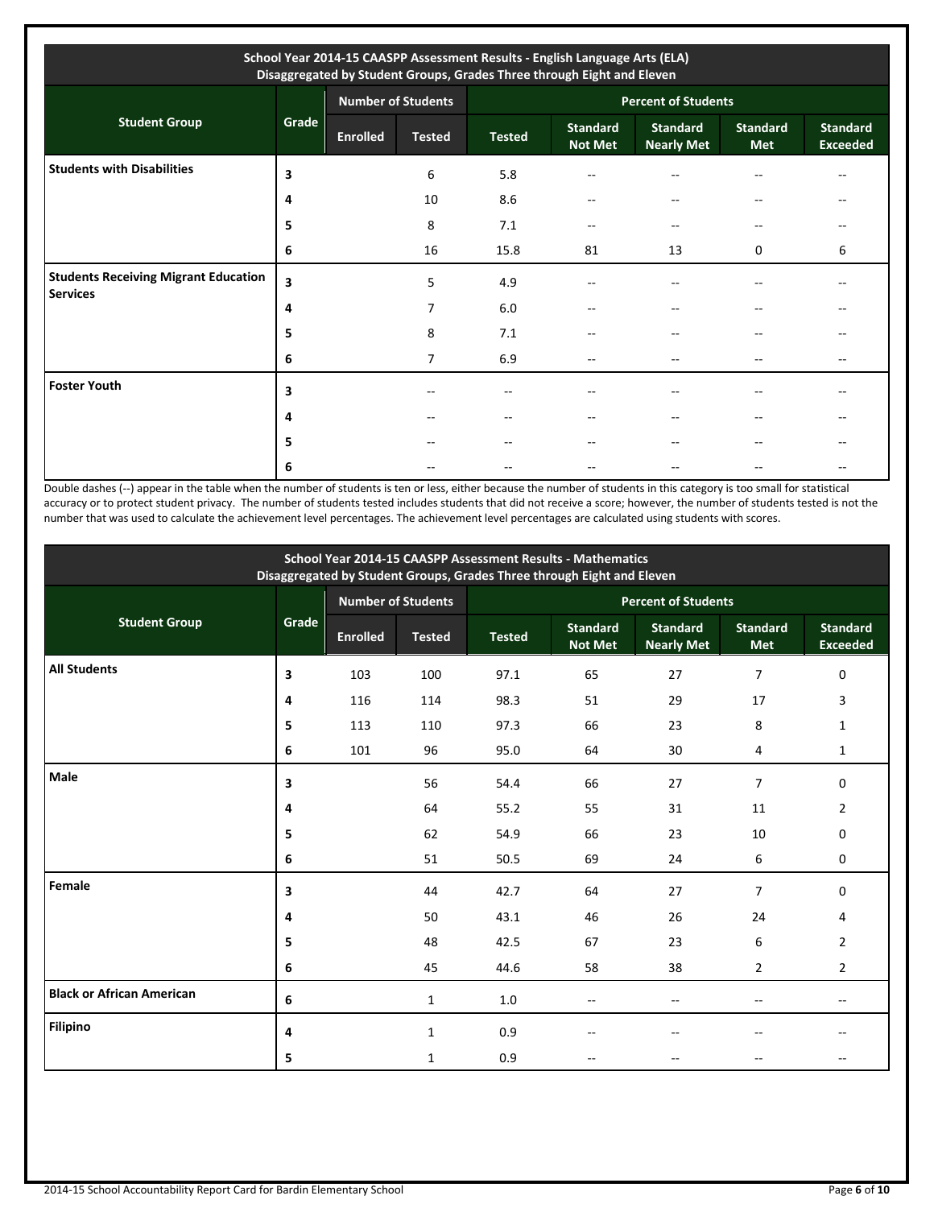| School Year 2014-15 CAASPP Assessment Results - English Language Arts (ELA) Disaggregated by Student Groups, Grades Three through Eight and Eleven | | | | | | | | |
|---|---|---|---|---|---|---|---|---|
| Student Group | Grade | Number of Students | | Percent of Students | | | | |
| | | Enrolled | Tested | Tested | Standard Not Met | Standard Nearly Met | Standard Met | Standard Exceeded |
| Students with Disabilities | 3 | | 6 | 5.8 | -- | -- | -- | -- |
| | 4 | | 10 | 8.6 | -- | -- | -- | -- |
| | 5 | | 8 | 7.1 | -- | -- | -- | -- |
| | 6 | | 16 | 15.8 | 81 | 13 | 0 | 6 |
| Students Receiving Migrant Education Services | 3 | | 5 | 4.9 | -- | -- | -- | -- |
| | 4 | | 7 | 6.0 | -- | -- | -- | -- |
| | 5 | | 8 | 7.1 | -- | -- | -- | -- |
| | 6 | | 7 | 6.9 | -- | -- | -- | -- |
| Foster Youth | 3 | | -- | -- | -- | -- | -- | -- |
| | 4 | | -- | -- | -- | -- | -- | -- |
| | 5 | | -- | -- | -- | -- | -- | -- |
| | 6 | | -- | -- | -- | -- | -- | -- |

Double dashes (--) appear in the table when the number of students is ten or less, either because the number of students in this category is too small for statistical accuracy or to protect student privacy. The number of students tested includes students that did not receive a score; however, the number of students tested is not the number that was used to calculate the achievement level percentages. The achievement level percentages are calculated using students with scores.

| School Year 2014-15 CAASPP Assessment Results - Mathematics Disaggregated by Student Groups, Grades Three through Eight and Eleven | | | | | | | | |
|---|---|---|---|---|---|---|---|---|
| Student Group | Grade | Number of Students | | Percent of Students | | | | |
| | | Enrolled | Tested | Tested | Standard Not Met | Standard Nearly Met | Standard Met | Standard Exceeded |
| All Students | 3 | 103 | 100 | 97.1 | 65 | 27 | 7 | 0 |
| | 4 | 116 | 114 | 98.3 | 51 | 29 | 17 | 3 |
| | 5 | 113 | 110 | 97.3 | 66 | 23 | 8 | 1 |
| | 6 | 101 | 96 | 95.0 | 64 | 30 | 4 | 1 |
| Male | 3 | | 56 | 54.4 | 66 | 27 | 7 | 0 |
| | 4 | | 64 | 55.2 | 55 | 31 | 11 | 2 |
| | 5 | | 62 | 54.9 | 66 | 23 | 10 | 0 |
| | 6 | | 51 | 50.5 | 69 | 24 | 6 | 0 |
| Female | 3 | | 44 | 42.7 | 64 | 27 | 7 | 0 |
| | 4 | | 50 | 43.1 | 46 | 26 | 24 | 4 |
| | 5 | | 48 | 42.5 | 67 | 23 | 6 | 2 |
| | 6 | | 45 | 44.6 | 58 | 38 | 2 | 2 |
| Black or African American | 6 | | 1 | 1.0 | -- | -- | -- | -- |
| Filipino | 4 | | 1 | 0.9 | -- | -- | -- | -- |
| | 5 | | 1 | 0.9 | -- | -- | -- | -- |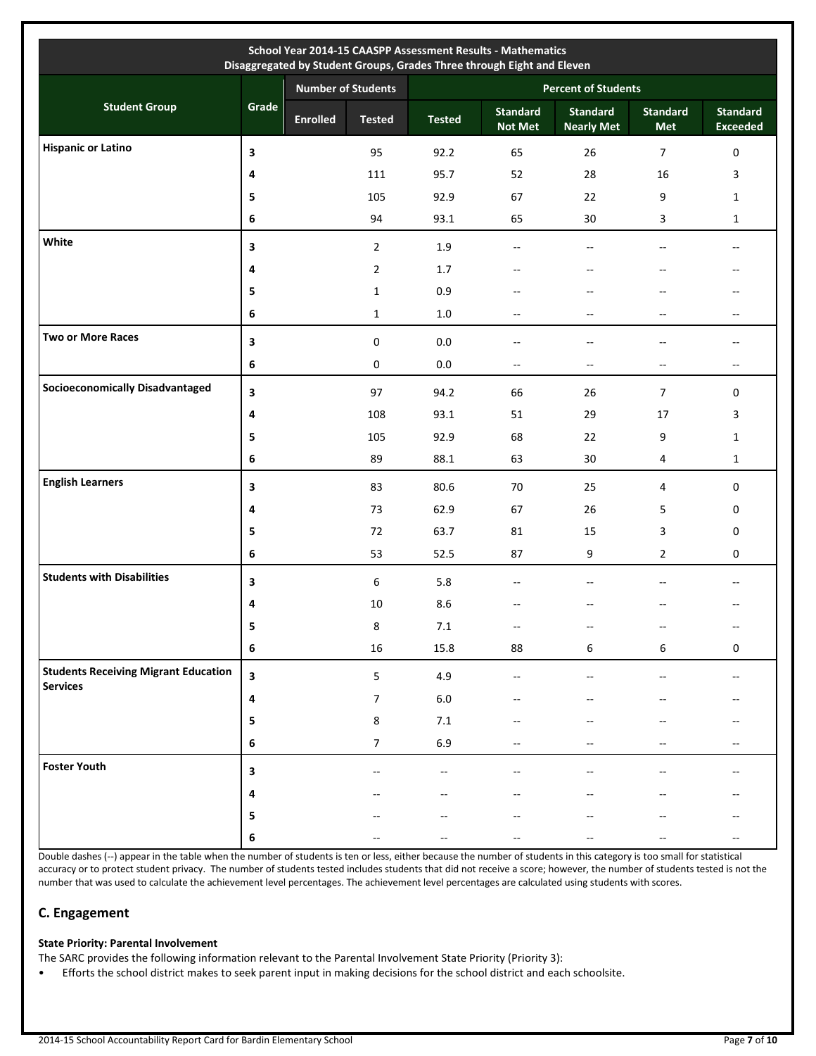| School Year 2014-15 CAASPP Assessment Results - Mathematics Disaggregated by Student Groups, Grades Three through Eight and Eleven | | | | | | | | |
|---|---|---|---|---|---|---|---|---|
| Student Group | Grade | Number of Students | | Percent of Students | | | | |
| | | Enrolled | Tested | Tested | Standard Not Met | Standard Nearly Met | Standard Met | Standard Exceeded |
| **Hispanic or Latino** | 3 | | 95 | 92.2 | 65 | 26 | 7 | 0 |
| | 4 | | 111 | 95.7 | 52 | 28 | 16 | 3 |
| | 5 | | 105 | 92.9 | 67 | 22 | 9 | 1 |
| | 6 | | 94 | 93.1 | 65 | 30 | 3 | 1 |
| **White** | 3 | | 2 | 1.9 | -- | -- | -- | -- |
| | 4 | | 2 | 1.7 | -- | -- | -- | -- |
| | 5 | | 1 | 0.9 | -- | -- | -- | -- |
| | 6 | | 1 | 1.0 | -- | -- | -- | -- |
| **Two or More Races** | 3 | | 0 | 0.0 | -- | -- | -- | -- |
| | 6 | | 0 | 0.0 | -- | -- | -- | -- |
| **Socioeconomically Disadvantaged** | 3 | | 97 | 94.2 | 66 | 26 | 7 | 0 |
| | 4 | | 108 | 93.1 | 51 | 29 | 17 | 3 |
| | 5 | | 105 | 92.9 | 68 | 22 | 9 | 1 |
| | 6 | | 89 | 88.1 | 63 | 30 | 4 | 1 |
| **English Learners** | 3 | | 83 | 80.6 | 70 | 25 | 4 | 0 |
| | 4 | | 73 | 62.9 | 67 | 26 | 5 | 0 |
| | 5 | | 72 | 63.7 | 81 | 15 | 3 | 0 |
| | 6 | | 53 | 52.5 | 87 | 9 | 2 | 0 |
| **Students with Disabilities** | 3 | | 6 | 5.8 | -- | -- | -- | -- |
| | 4 | | 10 | 8.6 | -- | -- | -- | -- |
| | 5 | | 8 | 7.1 | -- | -- | -- | -- |
| | 6 | | 16 | 15.8 | 88 | 6 | 6 | 0 |
| **Students Receiving Migrant Education Services** | 3 | | 5 | 4.9 | -- | -- | -- | -- |
| | 4 | | 7 | 6.0 | -- | -- | -- | -- |
| | 5 | | 8 | 7.1 | -- | -- | -- | -- |
| | 6 | | 7 | 6.9 | -- | -- | -- | -- |
| **Foster Youth** | 3 | | -- | -- | -- | -- | -- | -- |
| | 4 | | -- | -- | -- | -- | -- | -- |
| | 5 | | -- | -- | -- | -- | -- | -- |
| | 6 | | -- | -- | -- | -- | -- | -- |

Double dashes (--) appear in the table when the number of students is ten or less, either because the number of students in this category is too small for statistical accuracy or to protect student privacy. The number of students tested includes students that did not receive a score; however, the number of students tested is not the number that was used to calculate the achievement level percentages. The achievement level percentages are calculated using students with scores.

## C. Engagement

**State Priority: Parental Involvement**

The SARC provides the following information relevant to the Parental Involvement State Priority (Priority 3):

- Efforts the school district makes to seek parent input in making decisions for the school district and each schoolsite.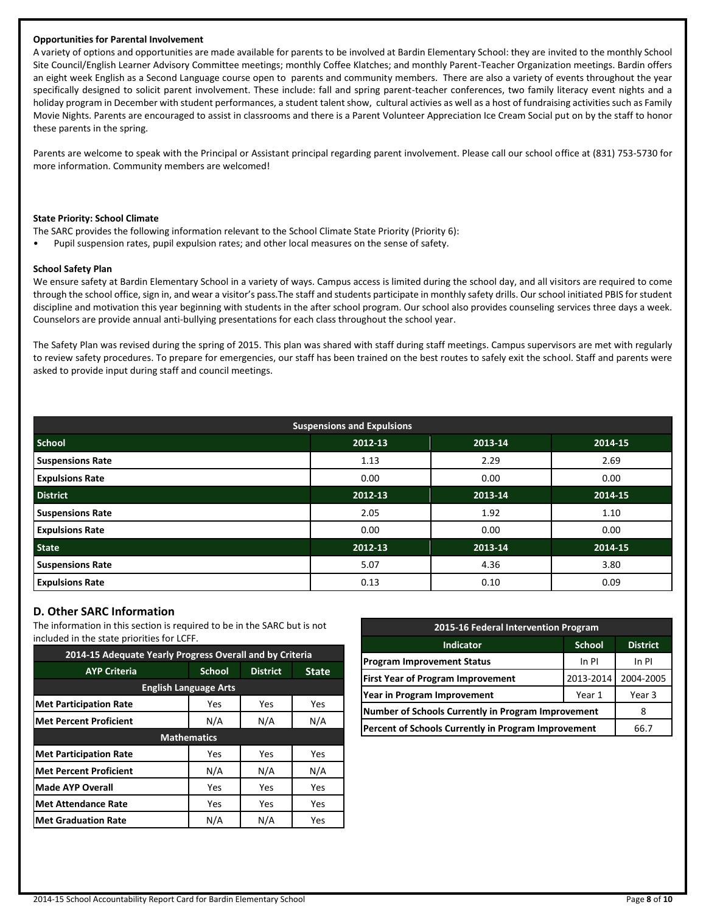**Opportunities for Parental Involvement**

A variety of options and opportunities are made available for parents to be involved at Bardin Elementary School: they are invited to the monthly School Site Council/English Learner Advisory Committee meetings; monthly Coffee Klatches; and monthly Parent-Teacher Organization meetings. Bardin offers an eight week English as a Second Language course open to parents and community members. There are also a variety of events throughout the year specifically designed to solicit parent involvement. These include: fall and spring parent-teacher conferences, two family literacy event nights and a holiday program in December with student performances, a student talent show, cultural activies as well as a host of fundraising activities such as Family Movie Nights. Parents are encouraged to assist in classrooms and there is a Parent Volunteer Appreciation Ice Cream Social put on by the staff to honor these parents in the spring.

Parents are welcome to speak with the Principal or Assistant principal regarding parent involvement. Please call our school office at (831) 753-5730 for more information. Community members are welcomed!

**State Priority: School Climate**

The SARC provides the following information relevant to the School Climate State Priority (Priority 6):

- Pupil suspension rates, pupil expulsion rates; and other local measures on the sense of safety.

**School Safety Plan**

We ensure safety at Bardin Elementary School in a variety of ways. Campus access is limited during the school day, and all visitors are required to come through the school office, sign in, and wear a visitor's pass.The staff and students participate in monthly safety drills. Our school initiated PBIS for student discipline and motivation this year beginning with students in the after school program. Our school also provides counseling services three days a week. Counselors are provide annual anti-bullying presentations for each class throughout the school year.

The Safety Plan was revised during the spring of 2015. This plan was shared with staff during staff meetings. Campus supervisors are met with regularly to review safety procedures. To prepare for emergencies, our staff has been trained on the best routes to safely exit the school. Staff and parents were asked to provide input during staff and council meetings.

| Suspensions and Expulsions | | | |
|---|---|---|---|
| **School** | **2012-13** | **2013-14** | **2014-15** |
| Suspensions Rate | 1.13 | 2.29 | 2.69 |
| Expulsions Rate | 0.00 | 0.00 | 0.00 |
| **District** | **2012-13** | **2013-14** | **2014-15** |
| Suspensions Rate | 2.05 | 1.92 | 1.10 |
| Expulsions Rate | 0.00 | 0.00 | 0.00 |
| **State** | **2012-13** | **2013-14** | **2014-15** |
| Suspensions Rate | 5.07 | 4.36 | 3.80 |
| Expulsions Rate | 0.13 | 0.10 | 0.09 |

## D. Other SARC Information

The information in this section is required to be in the SARC but is not included in the state priorities for LCFF.

| 2014-15 Adequate Yearly Progress Overall and by Criteria | | | |
|---|---|---|---|
| **AYP Criteria** | **School** | **District** | **State** |
| **English Language Arts** | | | |
| Met Participation Rate | Yes | Yes | Yes |
| Met Percent Proficient | N/A | N/A | N/A |
| **Mathematics** | | | |
| Met Participation Rate | Yes | Yes | Yes |
| Met Percent Proficient | N/A | N/A | N/A |
| Made AYP Overall | Yes | Yes | Yes |
| Met Attendance Rate | Yes | Yes | Yes |
| Met Graduation Rate | N/A | N/A | Yes |

| 2015-16 Federal Intervention Program | | |
|---|---|---|
| **Indicator** | **School** | **District** |
| Program Improvement Status | In PI | In PI |
| First Year of Program Improvement | 2013-2014 | 2004-2005 |
| Year in Program Improvement | Year 1 | Year 3 |
| Number of Schools Currently in Program Improvement | | 8 |
| Percent of Schools Currently in Program Improvement | | 66.7 |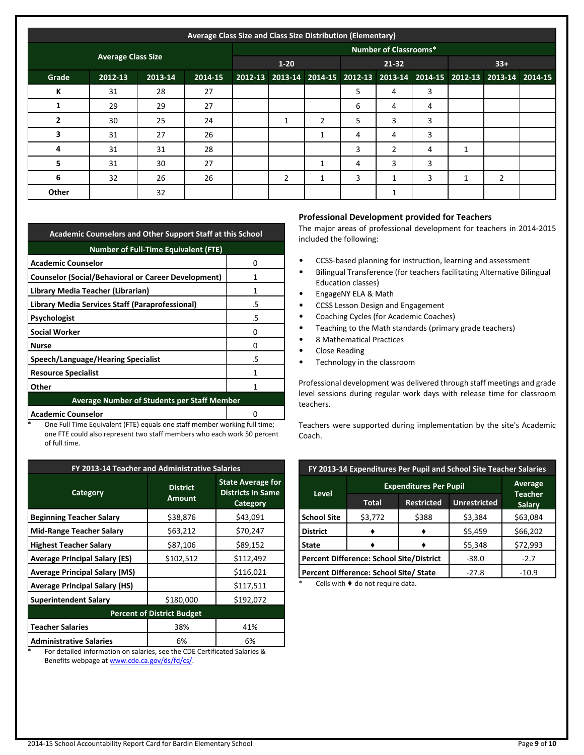| Average Class Size and Class Size Distribution (Elementary) | | | | | | | | | | | | |
|---|---|---|---|---|---|---|---|---|---|---|---|---|
| | Average Class Size | | | Number of Classrooms* | | | | | | | | |
| | | | | 1-20 | | | 21-32 | | | 33+ | | |
| Grade | 2012-13 | 2013-14 | 2014-15 | 2012-13 | 2013-14 | 2014-15 | 2012-13 | 2013-14 | 2014-15 | 2012-13 | 2013-14 | 2014-15 |
| K | 31 | 28 | 27 | | | | 5 | 4 | 3 | | | |
| 1 | 29 | 29 | 27 | | | | 6 | 4 | 4 | | | |
| 2 | 30 | 25 | 24 | | 1 | 2 | 5 | 3 | 3 | | | |
| 3 | 31 | 27 | 26 | | | 1 | 4 | 4 | 3 | | | |
| 4 | 31 | 31 | 28 | | | | 3 | 2 | 4 | 1 | | |
| 5 | 31 | 30 | 27 | | | 1 | 4 | 3 | 3 | | | |
| 6 | 32 | 26 | 26 | | 2 | 1 | 3 | 1 | 3 | 1 | 2 | |
| Other | | 32 | | | | | | 1 | | | | |

| Academic Counselors and Other Support Staff at this School | |
|---|---|
| **Number of Full-Time Equivalent (FTE)** | |
| Academic Counselor | 0 |
| Counselor (Social/Behavioral or Career Development) | 1 |
| Library Media Teacher (Librarian) | 1 |
| Library Media Services Staff (Paraprofessional) | .5 |
| Psychologist | .5 |
| Social Worker | 0 |
| Nurse | 0 |
| Speech/Language/Hearing Specialist | .5 |
| Resource Specialist | 1 |
| Other | 1 |
| **Average Number of Students per Staff Member** | |
| Academic Counselor | 0 |

\* One Full Time Equivalent (FTE) equals one staff member working full time; one FTE could also represent two staff members who each work 50 percent of full time.

## Professional Development provided for Teachers

The major areas of professional development for teachers in 2014-2015 included the following:

- CCSS-based planning for instruction, learning and assessment
- Bilingual Transference (for teachers facilitating Alternative Bilingual Education classes)
- EngageNY ELA & Math
- CCSS Lesson Design and Engagement
- Coaching Cycles (for Academic Coaches)
- Teaching to the Math standards (primary grade teachers)
- 8 Mathematical Practices
- Close Reading
- Technology in the classroom

Professional development was delivered through staff meetings and grade level sessions during regular work days with release time for classroom teachers.

Teachers were supported during implementation by the site's Academic Coach.

| FY 2013-14 Teacher and Administrative Salaries | | |
|---|---|---|
| Category | District Amount | State Average for Districts In Same Category |
| Beginning Teacher Salary | $38,876 | $43,091 |
| Mid-Range Teacher Salary | $63,212 | $70,247 |
| Highest Teacher Salary | $87,106 | $89,152 |
| Average Principal Salary (ES) | $102,512 | $112,492 |
| Average Principal Salary (MS) | | $116,021 |
| Average Principal Salary (HS) | | $117,511 |
| Superintendent Salary | $180,000 | $192,072 |
| **Percent of District Budget** | | |
| Teacher Salaries | 38% | 41% |
| Administrative Salaries | 6% | 6% |

\* For detailed information on salaries, see the CDE Certificated Salaries & Benefits webpage at www.cde.ca.gov/ds/fd/cs/.

| FY 2013-14 Expenditures Per Pupil and School Site Teacher Salaries | | | | |
|---|---|---|---|---|
| Level | Expenditures Per Pupil | | | Average Teacher Salary |
| | Total | Restricted | Unrestricted | |
| School Site | $3,772 | $388 | $3,384 | $63,084 |
| District | ♦ | ♦ | $5,459 | $66,202 |
| State | ♦ | ♦ | $5,348 | $72,993 |
| Percent Difference: School Site/District | | | -38.0 | -2.7 |
| Percent Difference: School Site/ State | | | -27.8 | -10.9 |

\* Cells with ♦ do not require data.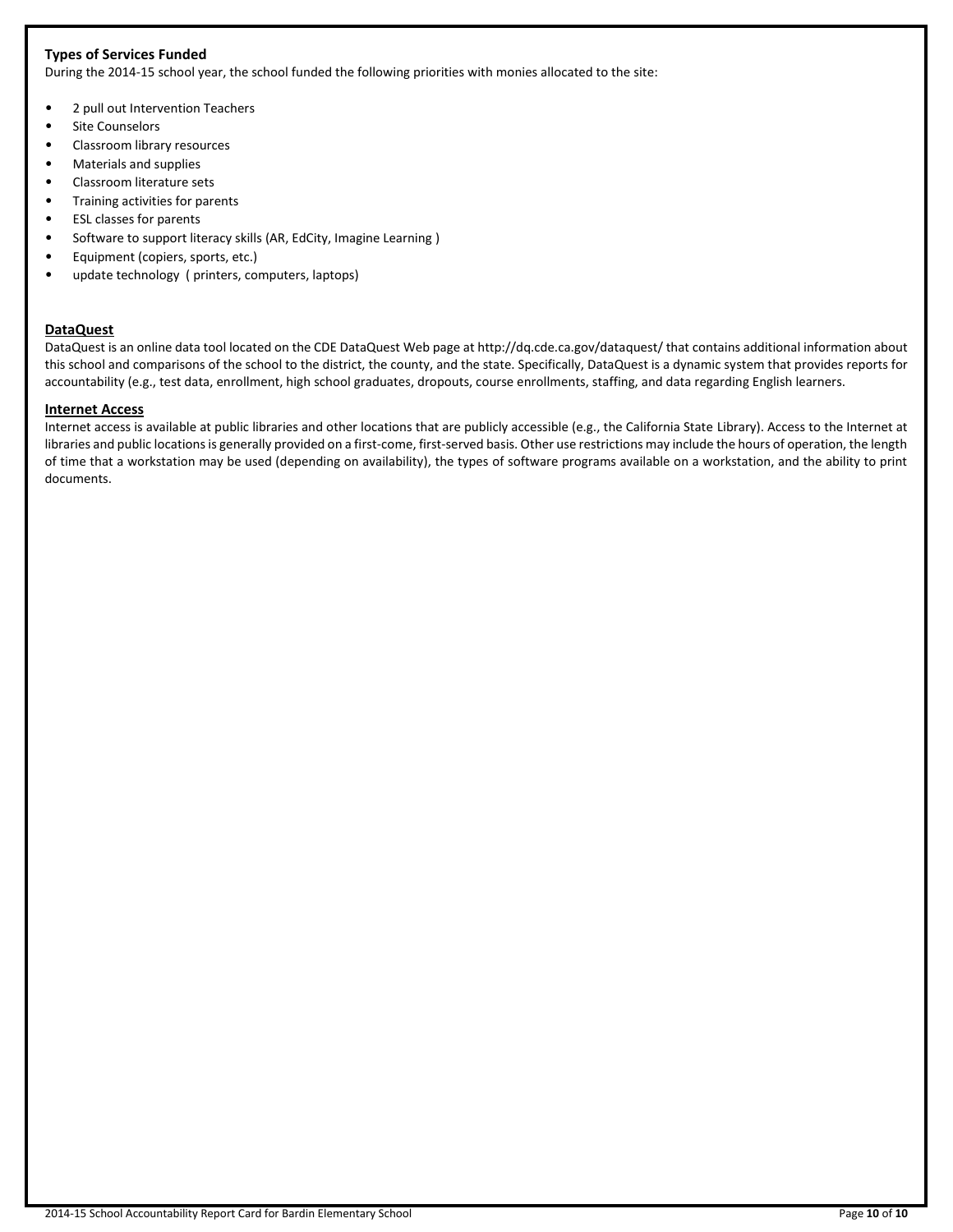**Types of Services Funded**

During the 2014-15 school year, the school funded the following priorities with monies allocated to the site:

- 2 pull out Intervention Teachers
- Site Counselors
- Classroom library resources
- Materials and supplies
- Classroom literature sets
- Training activities for parents
- ESL classes for parents
- Software to support literacy skills (AR, EdCity, Imagine Learning )
- Equipment (copiers, sports, etc.)
- update technology ( printers, computers, laptops)

## DataQuest

DataQuest is an online data tool located on the CDE DataQuest Web page at http://dq.cde.ca.gov/dataquest/ that contains additional information about this school and comparisons of the school to the district, the county, and the state. Specifically, DataQuest is a dynamic system that provides reports for accountability (e.g., test data, enrollment, high school graduates, dropouts, course enrollments, staffing, and data regarding English learners.

## Internet Access

Internet access is available at public libraries and other locations that are publicly accessible (e.g., the California State Library). Access to the Internet at libraries and public locations is generally provided on a first-come, first-served basis. Other use restrictions may include the hours of operation, the length of time that a workstation may be used (depending on availability), the types of software programs available on a workstation, and the ability to print documents.